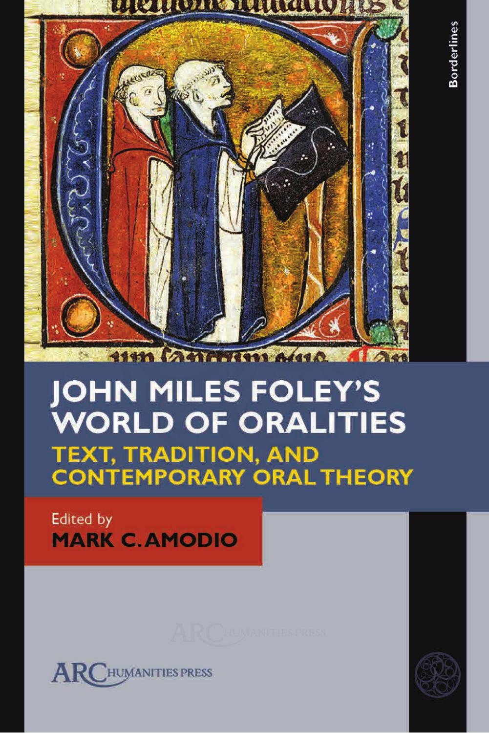Borderlines

# JOHN MILES FOLEY'S WORLD OF ORALITIES

## TEXT, TRADITION, AND CONTEMPORARY ORAL THEORY

Edited by

**MARK C. AMODIO**

ARC HUMANITIES PRESS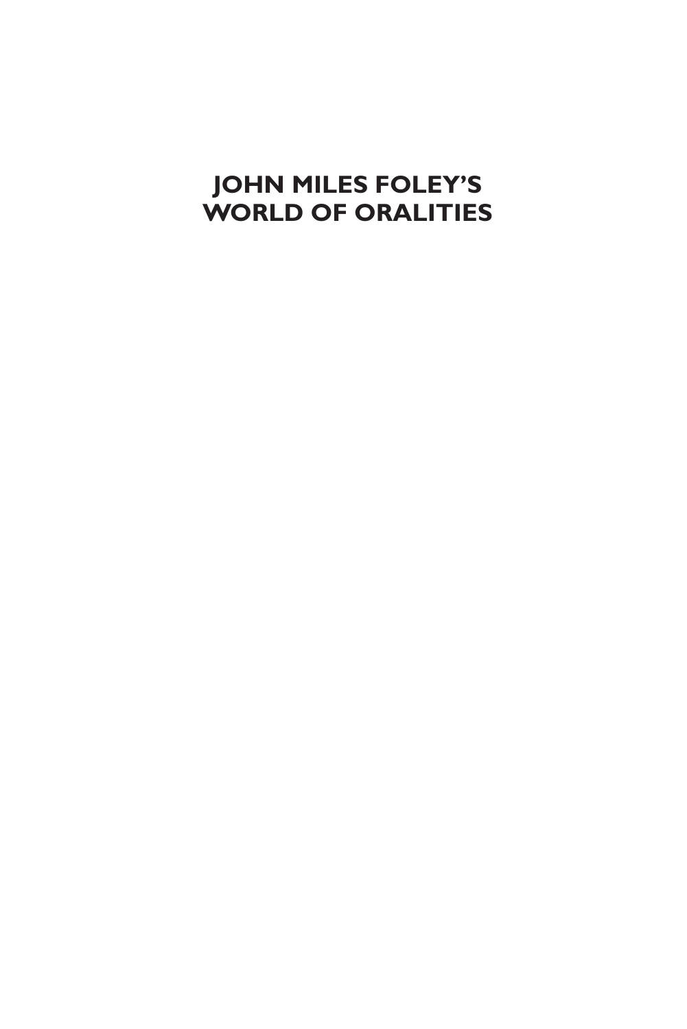# JOHN MILES FOLEY'S WORLD OF ORALITIES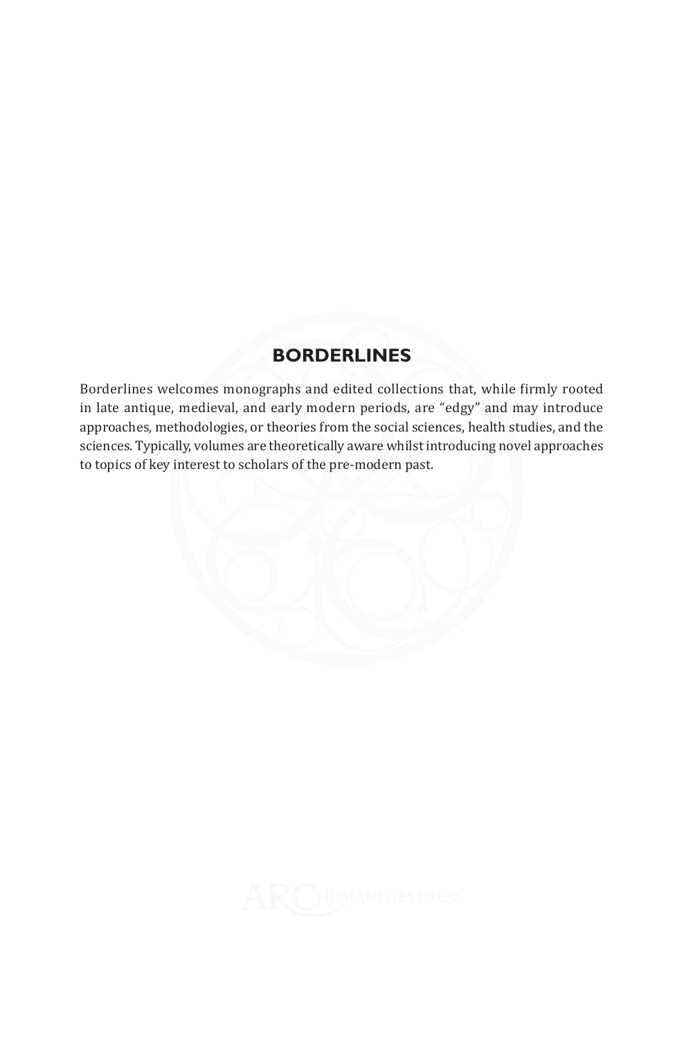## BORDERLINES

Borderlines welcomes monographs and edited collections that, while firmly rooted in late antique, medieval, and early modern periods, are "edgy" and may introduce approaches, methodologies, or theories from the social sciences, health studies, and the sciences. Typically, volumes are theoretically aware whilst introducing novel approaches to topics of key interest to scholars of the pre-modern past.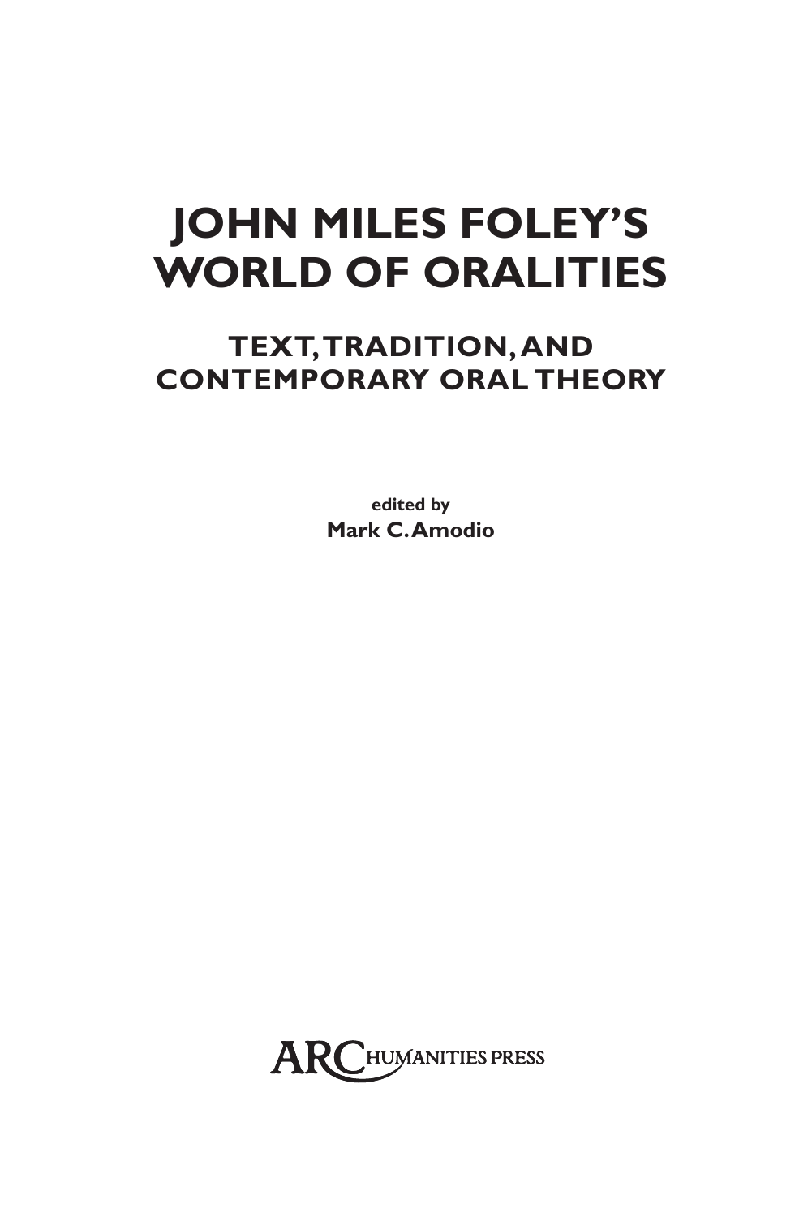# JOHN MILES FOLEY'S WORLD OF ORALITIES

## TEXT, TRADITION, AND CONTEMPORARY ORAL THEORY

**edited by**
**Mark C. Amodio**

ARC HUMANITIES PRESS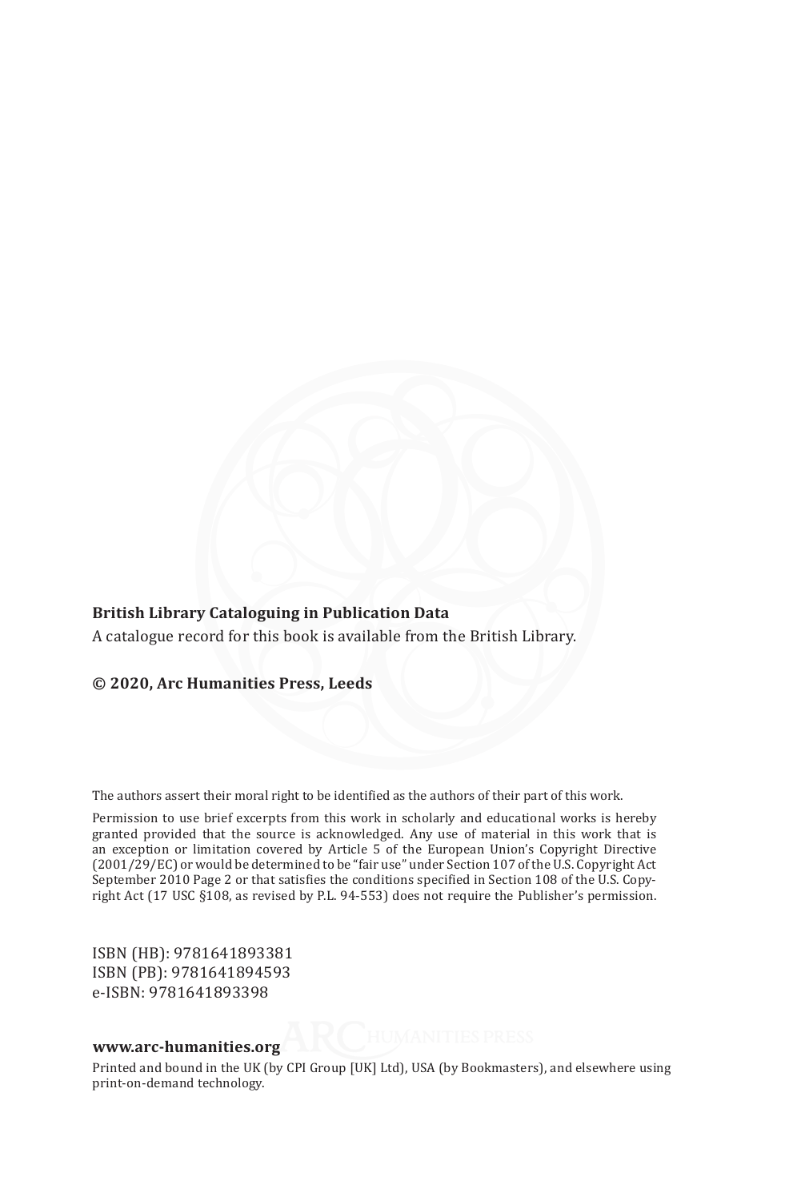**British Library Cataloguing in Publication Data**

A catalogue record for this book is available from the British Library.

**© 2020, Arc Humanities Press, Leeds**

The authors assert their moral right to be identified as the authors of their part of this work.

Permission to use brief excerpts from this work in scholarly and educational works is hereby granted provided that the source is acknowledged. Any use of material in this work that is an exception or limitation covered by Article 5 of the European Union's Copyright Directive (2001/29/EC) or would be determined to be "fair use" under Section 107 of the U.S. Copyright Act September 2010 Page 2 or that satisfies the conditions specified in Section 108 of the U.S. Copyright Act (17 USC §108, as revised by P.L. 94-553) does not require the Publisher's permission.

ISBN (HB): 9781641893381
ISBN (PB): 9781641894593
e-ISBN: 9781641893398

**www.arc-humanities.org**

Printed and bound in the UK (by CPI Group [UK] Ltd), USA (by Bookmasters), and elsewhere using print-on-demand technology.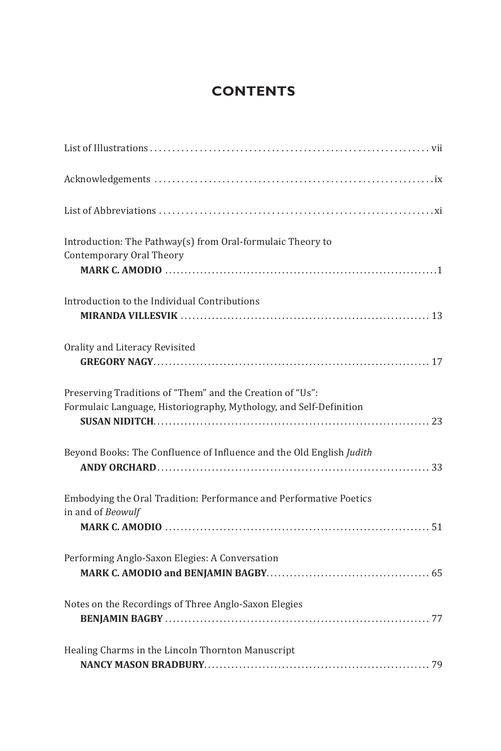# CONTENTS

List of Illustrations ..... vii

Acknowledgements ..... ix

List of Abbreviations ..... xi

Introduction: The Pathway(s) from Oral-formulaic Theory to Contemporary Oral Theory
**MARK C. AMODIO** ..... 1

Introduction to the Individual Contributions
**MIRANDA VILLESVIK** ..... 13

Orality and Literacy Revisited
**GREGORY NAGY** ..... 17

Preserving Traditions of "Them" and the Creation of "Us": Formulaic Language, Historiography, Mythology, and Self-Definition
**SUSAN NIDITCH** ..... 23

Beyond Books: The Confluence of Influence and the Old English *Judith*
**ANDY ORCHARD** ..... 33

Embodying the Oral Tradition: Performance and Performative Poetics in and of *Beowulf*
**MARK C. AMODIO** ..... 51

Performing Anglo-Saxon Elegies: A Conversation
**MARK C. AMODIO and BENJAMIN BAGBY** ..... 65

Notes on the Recordings of Three Anglo-Saxon Elegies
**BENJAMIN BAGBY** ..... 77

Healing Charms in the Lincoln Thornton Manuscript
**NANCY MASON BRADBURY** ..... 79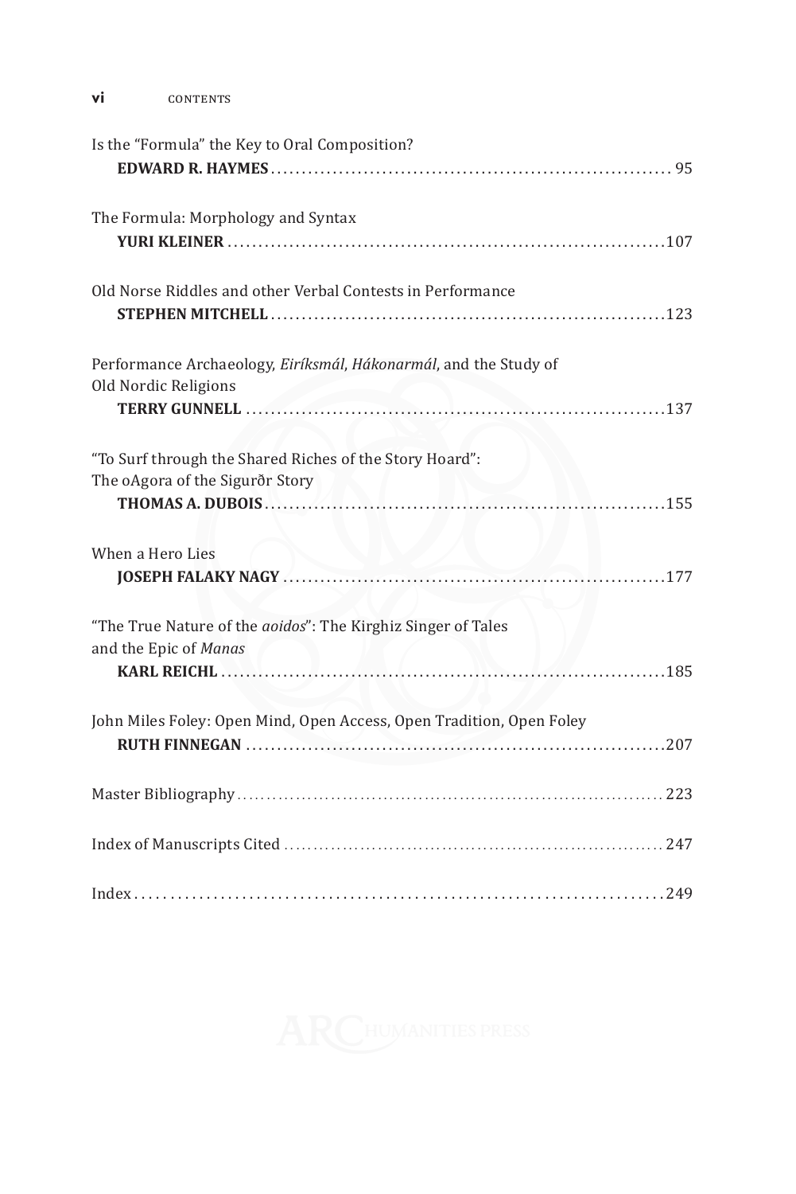Is the “Formula” the Key to Oral Composition?
**EDWARD R. HAYMES** ... 95

The Formula: Morphology and Syntax
**YURI KLEINER** ... 107

Old Norse Riddles and other Verbal Contests in Performance
**STEPHEN MITCHELL** ... 123

Performance Archaeology, *Eiríksmál*, *Hákonarmál*, and the Study of Old Nordic Religions
**TERRY GUNNELL** ... 137

“To Surf through the Shared Riches of the Story Hoard”: The oAgora of the Sigurðr Story
**THOMAS A. DUBOIS** ... 155

When a Hero Lies
**JOSEPH FALAKY NAGY** ... 177

“The True Nature of the *aoidos*”: The Kirghiz Singer of Tales and the Epic of *Manas*
**KARL REICHL** ... 185

John Miles Foley: Open Mind, Open Access, Open Tradition, Open Foley
**RUTH FINNEGAN** ... 207

Master Bibliography ... 223

Index of Manuscripts Cited ... 247

Index ... 249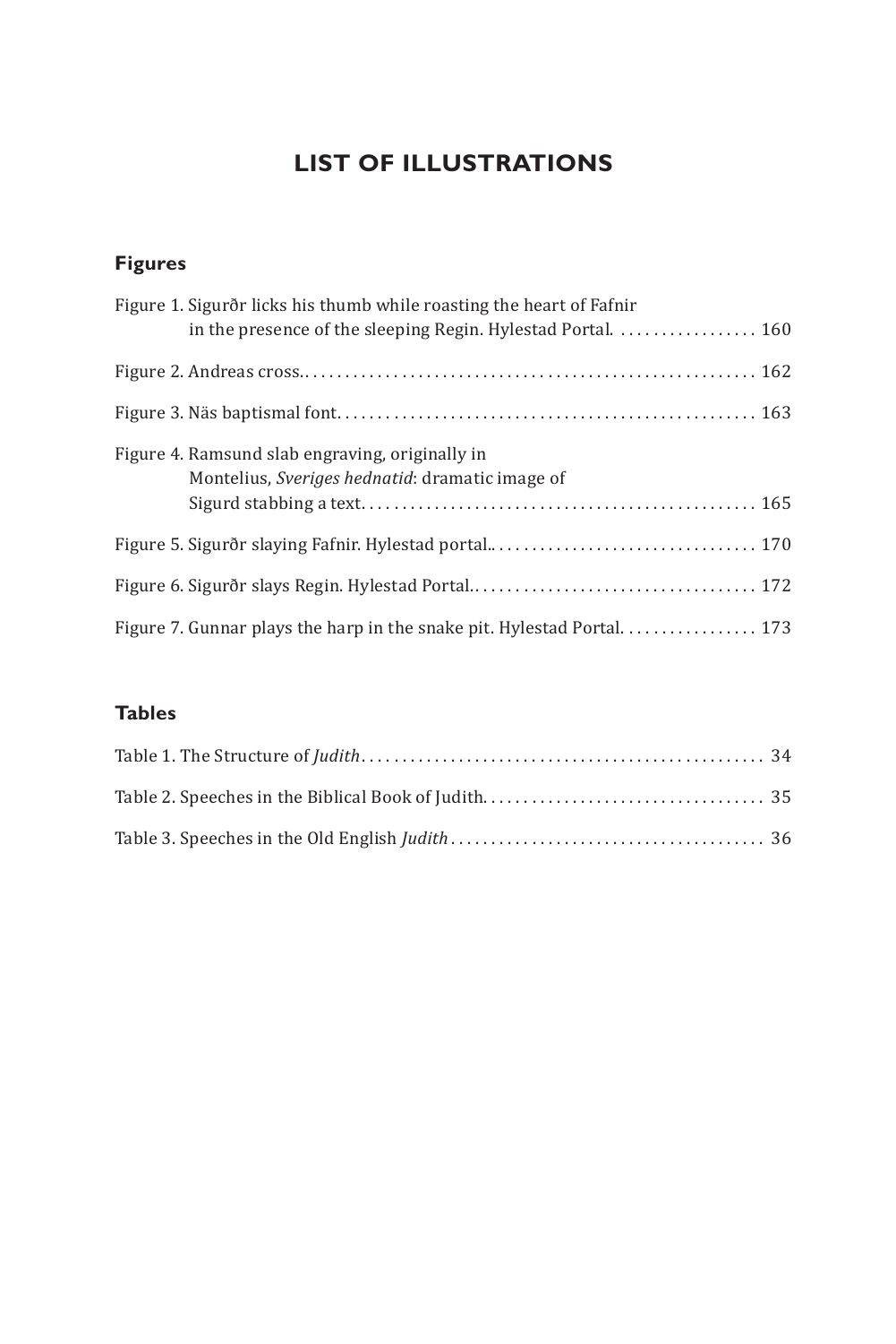# LIST OF ILLUSTRATIONS

## Figures

Figure 1. Sigurðr licks his thumb while roasting the heart of Fafnir in the presence of the sleeping Regin. Hylestad Portal. . . . . . . . . . . . . . . . . . 160

Figure 2. Andreas cross. . . . . . . . . . . . . . . . . . . . . . . . . . . . . . . . . . . . . . . . . . . . . . . . . . . . . . . 162

Figure 3. Näs baptismal font. . . . . . . . . . . . . . . . . . . . . . . . . . . . . . . . . . . . . . . . . . . . . . . . . . . 163

Figure 4. Ramsund slab engraving, originally in Montelius, *Sveriges hednatid*: dramatic image of Sigurd stabbing a text. . . . . . . . . . . . . . . . . . . . . . . . . . . . . . . . . . . . . . . . . . . . . . . . 165

Figure 5. Sigurðr slaying Fafnir. Hylestad portal.. . . . . . . . . . . . . . . . . . . . . . . . . . . . . . . . . 170

Figure 6. Sigurðr slays Regin. Hylestad Portal.. . . . . . . . . . . . . . . . . . . . . . . . . . . . . . . . . . . 172

Figure 7. Gunnar plays the harp in the snake pit. Hylestad Portal. . . . . . . . . . . . . . . . . 173

## Tables

Table 1. The Structure of *Judith*. . . . . . . . . . . . . . . . . . . . . . . . . . . . . . . . . . . . . . . . . . . . . . . . . . 34

Table 2. Speeches in the Biblical Book of Judith. . . . . . . . . . . . . . . . . . . . . . . . . . . . . . . . . . . 35

Table 3. Speeches in the Old English *Judith* . . . . . . . . . . . . . . . . . . . . . . . . . . . . . . . . . . . . . . 36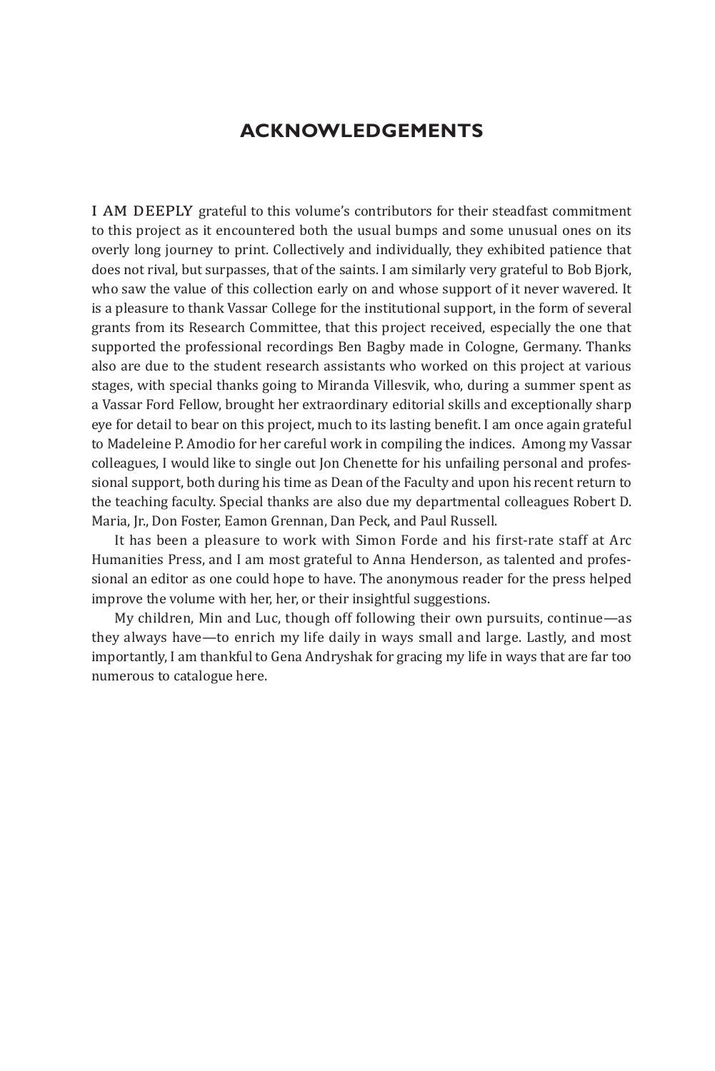# ACKNOWLEDGEMENTS

I AM DEEPLY grateful to this volume's contributors for their steadfast commitment to this project as it encountered both the usual bumps and some unusual ones on its overly long journey to print. Collectively and individually, they exhibited patience that does not rival, but surpasses, that of the saints. I am similarly very grateful to Bob Bjork, who saw the value of this collection early on and whose support of it never wavered. It is a pleasure to thank Vassar College for the institutional support, in the form of several grants from its Research Committee, that this project received, especially the one that supported the professional recordings Ben Bagby made in Cologne, Germany. Thanks also are due to the student research assistants who worked on this project at various stages, with special thanks going to Miranda Villesvik, who, during a summer spent as a Vassar Ford Fellow, brought her extraordinary editorial skills and exceptionally sharp eye for detail to bear on this project, much to its lasting benefit. I am once again grateful to Madeleine P. Amodio for her careful work in compiling the indices. Among my Vassar colleagues, I would like to single out Jon Chenette for his unfailing personal and professional support, both during his time as Dean of the Faculty and upon his recent return to the teaching faculty. Special thanks are also due my departmental colleagues Robert D. Maria, Jr., Don Foster, Eamon Grennan, Dan Peck, and Paul Russell.

It has been a pleasure to work with Simon Forde and his first-rate staff at Arc Humanities Press, and I am most grateful to Anna Henderson, as talented and professional an editor as one could hope to have. The anonymous reader for the press helped improve the volume with her, her, or their insightful suggestions.

My children, Min and Luc, though off following their own pursuits, continue—as they always have—to enrich my life daily in ways small and large. Lastly, and most importantly, I am thankful to Gena Andryshak for gracing my life in ways that are far too numerous to catalogue here.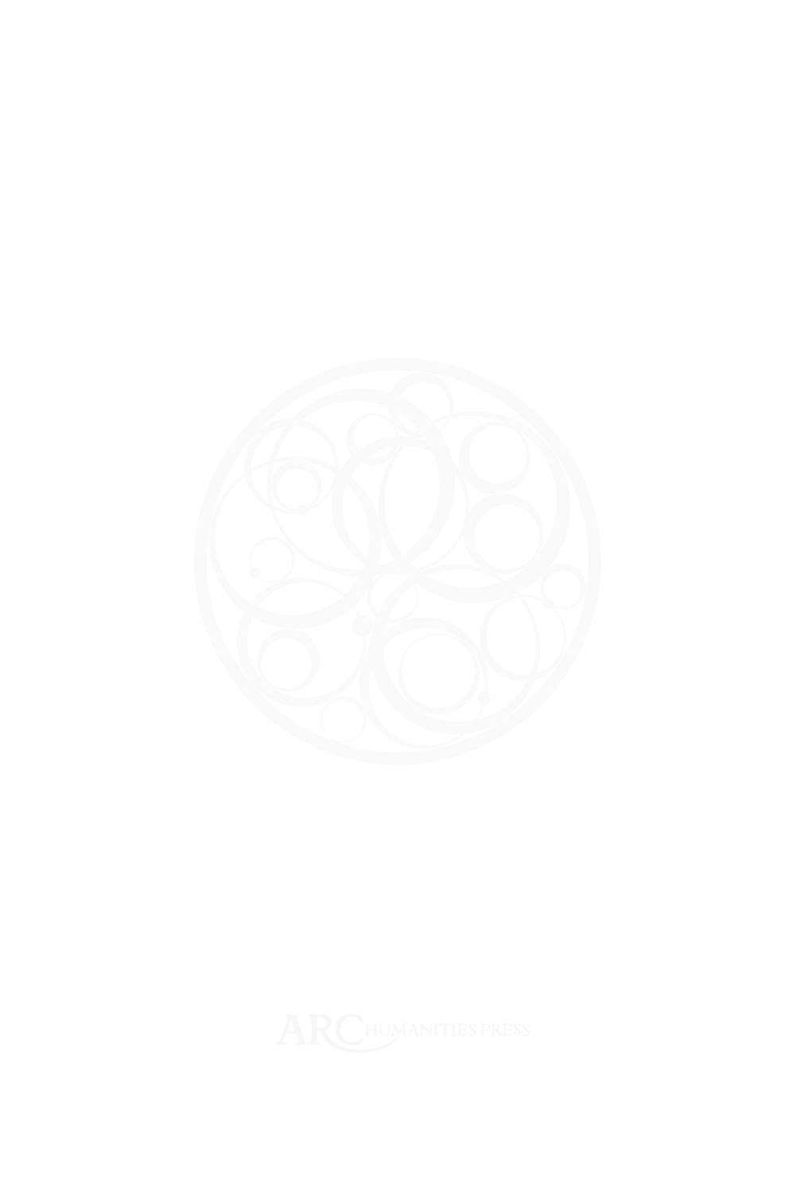ARC HUMANITIES PRESS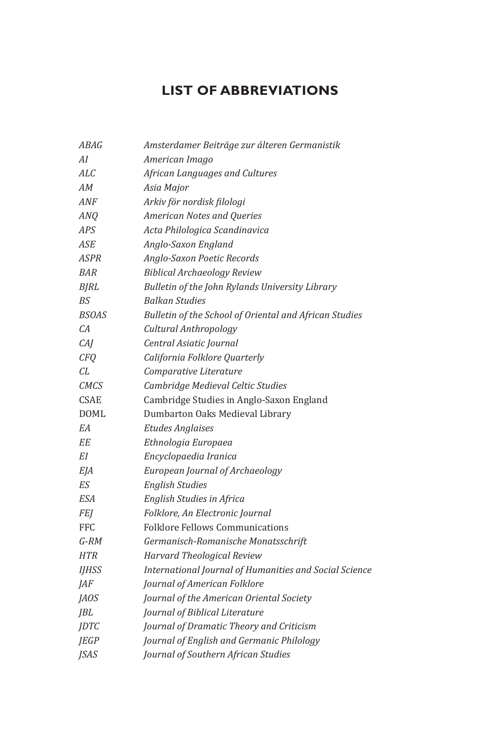# LIST OF ABBREVIATIONS

| | |
|---|---|
| *ABAG* | *Amsterdamer Beiträge zur álteren Germanistik* |
| *AI* | *American Imago* |
| *ALC* | *African Languages and Cultures* |
| *AM* | *Asia Major* |
| *ANF* | *Arkiv för nordisk filologi* |
| *ANQ* | *American Notes and Queries* |
| *APS* | *Acta Philologica Scandinavica* |
| *ASE* | *Anglo-Saxon England* |
| *ASPR* | *Anglo-Saxon Poetic Records* |
| *BAR* | *Biblical Archaeology Review* |
| *BJRL* | *Bulletin of the John Rylands University Library* |
| *BS* | *Balkan Studies* |
| *BSOAS* | *Bulletin of the School of Oriental and African Studies* |
| *CA* | *Cultural Anthropology* |
| *CAJ* | *Central Asiatic Journal* |
| *CFQ* | *California Folklore Quarterly* |
| *CL* | *Comparative Literature* |
| *CMCS* | *Cambridge Medieval Celtic Studies* |
| CSAE | Cambridge Studies in Anglo-Saxon England |
| DOML | Dumbarton Oaks Medieval Library |
| *EA* | *Etudes Anglaises* |
| *EE* | *Ethnologia Europaea* |
| *EI* | *Encyclopaedia Iranica* |
| *EJA* | *European Journal of Archaeology* |
| *ES* | *English Studies* |
| *ESA* | *English Studies in Africa* |
| *FEJ* | *Folklore, An Electronic Journal* |
| FFC | Folklore Fellows Communications |
| *G-RM* | *Germanisch-Romanische Monatsschrift* |
| *HTR* | *Harvard Theological Review* |
| *IJHSS* | *International Journal of Humanities and Social Science* |
| *JAF* | *Journal of American Folklore* |
| *JAOS* | *Journal of the American Oriental Society* |
| *JBL* | *Journal of Biblical Literature* |
| *JDTC* | *Journal of Dramatic Theory and Criticism* |
| *JEGP* | *Journal of English and Germanic Philology* |
| *JSAS* | *Journal of Southern African Studies* |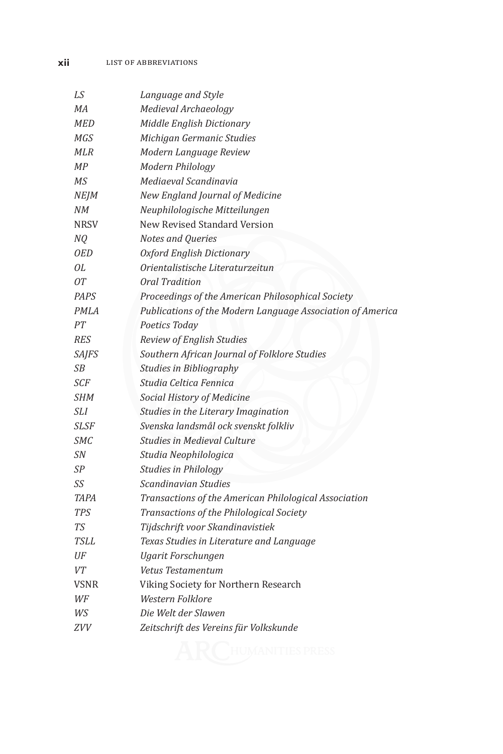| | |
|---|---|
| *LS* | *Language and Style* |
| *MA* | *Medieval Archaeology* |
| *MED* | *Middle English Dictionary* |
| *MGS* | *Michigan Germanic Studies* |
| *MLR* | *Modern Language Review* |
| *MP* | *Modern Philology* |
| *MS* | *Mediaeval Scandinavia* |
| *NEJM* | *New England Journal of Medicine* |
| *NM* | *Neuphilologische Mitteilungen* |
| NRSV | New Revised Standard Version |
| *NQ* | *Notes and Queries* |
| *OED* | *Oxford English Dictionary* |
| *OL* | *Orientalistische Literaturzeitun* |
| *OT* | *Oral Tradition* |
| *PAPS* | *Proceedings of the American Philosophical Society* |
| *PMLA* | *Publications of the Modern Language Association of America* |
| *PT* | *Poetics Today* |
| *RES* | *Review of English Studies* |
| *SAJFS* | *Southern African Journal of Folklore Studies* |
| *SB* | *Studies in Bibliography* |
| *SCF* | *Studia Celtica Fennica* |
| *SHM* | *Social History of Medicine* |
| *SLI* | *Studies in the Literary Imagination* |
| *SLSF* | *Svenska landsmål ock svenskt folkliv* |
| *SMC* | *Studies in Medieval Culture* |
| *SN* | *Studia Neophilologica* |
| *SP* | *Studies in Philology* |
| *SS* | *Scandinavian Studies* |
| *TAPA* | *Transactions of the American Philological Association* |
| *TPS* | *Transactions of the Philological Society* |
| *TS* | *Tijdschrift voor Skandinavistiek* |
| *TSLL* | *Texas Studies in Literature and Language* |
| *UF* | *Ugarit Forschungen* |
| *VT* | *Vetus Testamentum* |
| VSNR | Viking Society for Northern Research |
| *WF* | *Western Folklore* |
| *WS* | *Die Welt der Slawen* |
| *ZVV* | *Zeitschrift des Vereins für Volkskunde* |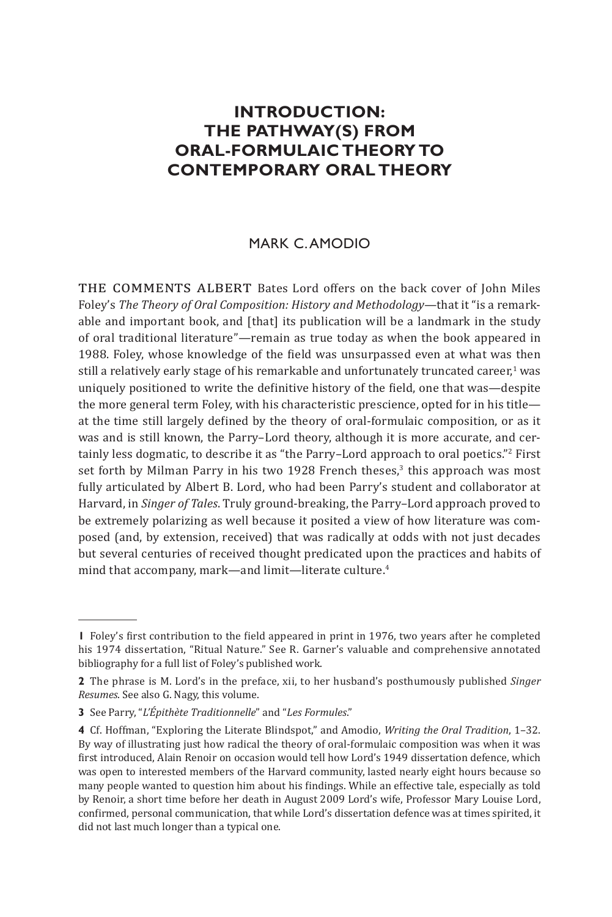# INTRODUCTION: THE PATHWAY(S) FROM ORAL-FORMULAIC THEORY TO CONTEMPORARY ORAL THEORY

MARK C. AMODIO

THE COMMENTS ALBERT Bates Lord offers on the back cover of John Miles Foley's *The Theory of Oral Composition: History and Methodology*—that it "is a remarkable and important book, and [that] its publication will be a landmark in the study of oral traditional literature"—remain as true today as when the book appeared in 1988. Foley, whose knowledge of the field was unsurpassed even at what was then still a relatively early stage of his remarkable and unfortunately truncated career,[1] was uniquely positioned to write the definitive history of the field, one that was—despite the more general term Foley, with his characteristic prescience, opted for in his title—at the time still largely defined by the theory of oral-formulaic composition, or as it was and is still known, the Parry–Lord theory, although it is more accurate, and certainly less dogmatic, to describe it as "the Parry–Lord approach to oral poetics."[2] First set forth by Milman Parry in his two 1928 French theses,[3] this approach was most fully articulated by Albert B. Lord, who had been Parry's student and collaborator at Harvard, in *Singer of Tales*. Truly ground-breaking, the Parry–Lord approach proved to be extremely polarizing as well because it posited a view of how literature was composed (and, by extension, received) that was radically at odds with not just decades but several centuries of received thought predicated upon the practices and habits of mind that accompany, mark—and limit—literate culture.[4]

---

**1** Foley's first contribution to the field appeared in print in 1976, two years after he completed his 1974 dissertation, "Ritual Nature." See R. Garner's valuable and comprehensive annotated bibliography for a full list of Foley's published work.

**2** The phrase is M. Lord's in the preface, xii, to her husband's posthumously published *Singer Resumes*. See also G. Nagy, this volume.

**3** See Parry, "*L'Épithète Traditionnelle*" and "*Les Formules*."

**4** Cf. Hoffman, "Exploring the Literate Blindspot," and Amodio, *Writing the Oral Tradition*, 1–32. By way of illustrating just how radical the theory of oral-formulaic composition was when it was first introduced, Alain Renoir on occasion would tell how Lord's 1949 dissertation defence, which was open to interested members of the Harvard community, lasted nearly eight hours because so many people wanted to question him about his findings. While an effective tale, especially as told by Renoir, a short time before her death in August 2009 Lord's wife, Professor Mary Louise Lord, confirmed, personal communication, that while Lord's dissertation defence was at times spirited, it did not last much longer than a typical one.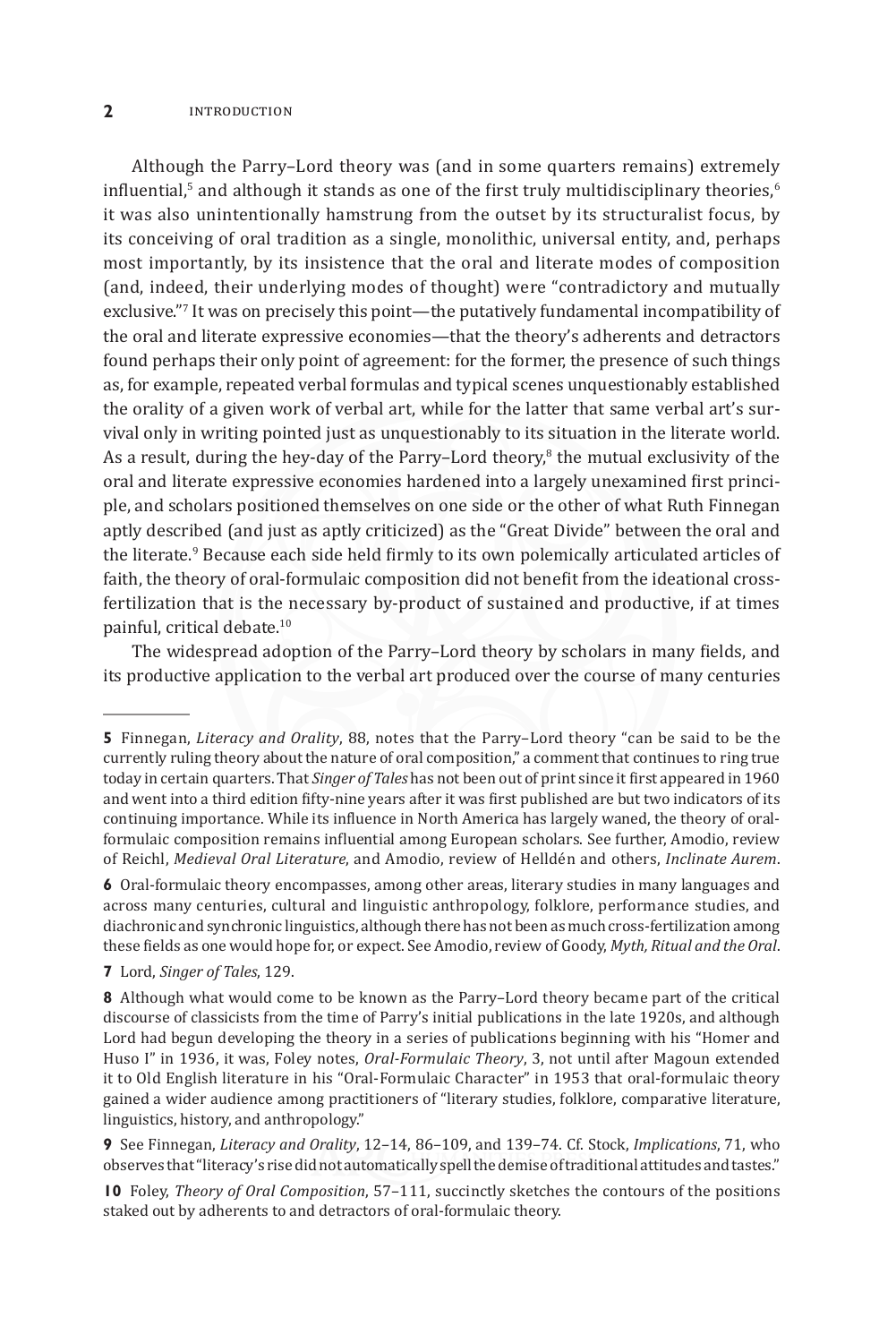Although the Parry–Lord theory was (and in some quarters remains) extremely influential,[5] and although it stands as one of the first truly multidisciplinary theories,[6] it was also unintentionally hamstrung from the outset by its structuralist focus, by its conceiving of oral tradition as a single, monolithic, universal entity, and, perhaps most importantly, by its insistence that the oral and literate modes of composition (and, indeed, their underlying modes of thought) were "contradictory and mutually exclusive."[7] It was on precisely this point—the putatively fundamental incompatibility of the oral and literate expressive economies—that the theory's adherents and detractors found perhaps their only point of agreement: for the former, the presence of such things as, for example, repeated verbal formulas and typical scenes unquestionably established the orality of a given work of verbal art, while for the latter that same verbal art's survival only in writing pointed just as unquestionably to its situation in the literate world. As a result, during the hey-day of the Parry–Lord theory,[8] the mutual exclusivity of the oral and literate expressive economies hardened into a largely unexamined first principle, and scholars positioned themselves on one side or the other of what Ruth Finnegan aptly described (and just as aptly criticized) as the "Great Divide" between the oral and the literate.[9] Because each side held firmly to its own polemically articulated articles of faith, the theory of oral-formulaic composition did not benefit from the ideational cross-fertilization that is the necessary by-product of sustained and productive, if at times painful, critical debate.[10]

The widespread adoption of the Parry–Lord theory by scholars in many fields, and its productive application to the verbal art produced over the course of many centuries

---

**5** Finnegan, *Literacy and Orality*, 88, notes that the Parry–Lord theory "can be said to be the currently ruling theory about the nature of oral composition," a comment that continues to ring true today in certain quarters. That *Singer of Tales* has not been out of print since it first appeared in 1960 and went into a third edition fifty-nine years after it was first published are but two indicators of its continuing importance. While its influence in North America has largely waned, the theory of oral-formulaic composition remains influential among European scholars. See further, Amodio, review of Reichl, *Medieval Oral Literature*, and Amodio, review of Helldén and others, *Inclinate Aurem*.

**6** Oral-formulaic theory encompasses, among other areas, literary studies in many languages and across many centuries, cultural and linguistic anthropology, folklore, performance studies, and diachronic and synchronic linguistics, although there has not been as much cross-fertilization among these fields as one would hope for, or expect. See Amodio, review of Goody, *Myth, Ritual and the Oral*.

**7** Lord, *Singer of Tales*, 129.

**8** Although what would come to be known as the Parry–Lord theory became part of the critical discourse of classicists from the time of Parry's initial publications in the late 1920s, and although Lord had begun developing the theory in a series of publications beginning with his "Homer and Huso I" in 1936, it was, Foley notes, *Oral-Formulaic Theory*, 3, not until after Magoun extended it to Old English literature in his "Oral-Formulaic Character" in 1953 that oral-formulaic theory gained a wider audience among practitioners of "literary studies, folklore, comparative literature, linguistics, history, and anthropology."

**9** See Finnegan, *Literacy and Orality*, 12–14, 86–109, and 139–74. Cf. Stock, *Implications*, 71, who observes that "literacy's rise did not automatically spell the demise of traditional attitudes and tastes."

**10** Foley, *Theory of Oral Composition*, 57–111, succinctly sketches the contours of the positions staked out by adherents to and detractors of oral-formulaic theory.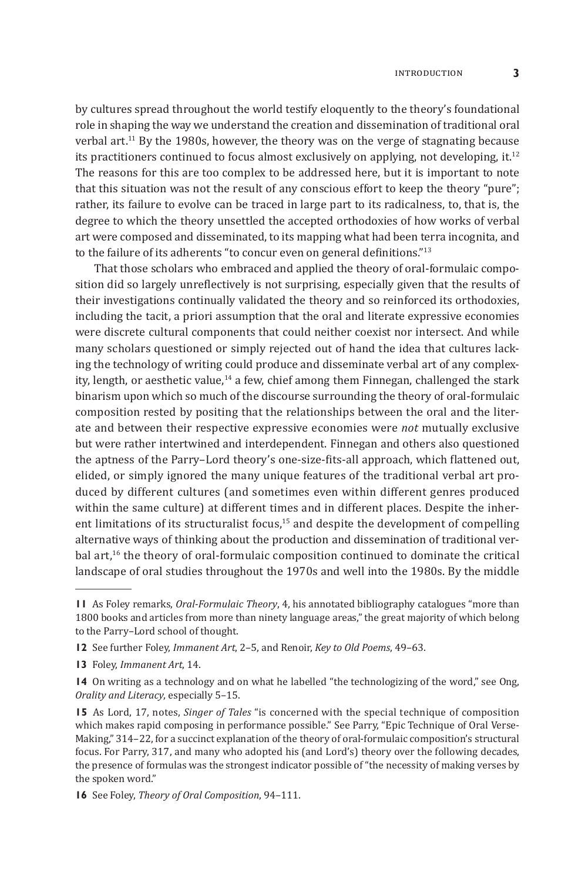by cultures spread throughout the world testify eloquently to the theory's foundational role in shaping the way we understand the creation and dissemination of traditional oral verbal art.[11] By the 1980s, however, the theory was on the verge of stagnating because its practitioners continued to focus almost exclusively on applying, not developing, it.[12] The reasons for this are too complex to be addressed here, but it is important to note that this situation was not the result of any conscious effort to keep the theory "pure"; rather, its failure to evolve can be traced in large part to its radicalness, to, that is, the degree to which the theory unsettled the accepted orthodoxies of how works of verbal art were composed and disseminated, to its mapping what had been terra incognita, and to the failure of its adherents "to concur even on general definitions."[13]

That those scholars who embraced and applied the theory of oral-formulaic composition did so largely unreflectively is not surprising, especially given that the results of their investigations continually validated the theory and so reinforced its orthodoxies, including the tacit, a priori assumption that the oral and literate expressive economies were discrete cultural components that could neither coexist nor intersect. And while many scholars questioned or simply rejected out of hand the idea that cultures lacking the technology of writing could produce and disseminate verbal art of any complexity, length, or aesthetic value,[14] a few, chief among them Finnegan, challenged the stark binarism upon which so much of the discourse surrounding the theory of oral-formulaic composition rested by positing that the relationships between the oral and the literate and between their respective expressive economies were *not* mutually exclusive but were rather intertwined and interdependent. Finnegan and others also questioned the aptness of the Parry–Lord theory's one-size-fits-all approach, which flattened out, elided, or simply ignored the many unique features of the traditional verbal art produced by different cultures (and sometimes even within different genres produced within the same culture) at different times and in different places. Despite the inherent limitations of its structuralist focus,[15] and despite the development of compelling alternative ways of thinking about the production and dissemination of traditional verbal art,[16] the theory of oral-formulaic composition continued to dominate the critical landscape of oral studies throughout the 1970s and well into the 1980s. By the middle

---

**11** As Foley remarks, *Oral-Formulaic Theory*, 4, his annotated bibliography catalogues "more than 1800 books and articles from more than ninety language areas," the great majority of which belong to the Parry–Lord school of thought.

**12** See further Foley, *Immanent Art*, 2–5, and Renoir, *Key to Old Poems*, 49–63.

**13** Foley, *Immanent Art*, 14.

**14** On writing as a technology and on what he labelled "the technologizing of the word," see Ong, *Orality and Literacy*, especially 5–15.

**15** As Lord, 17, notes, *Singer of Tales* "is concerned with the special technique of composition which makes rapid composing in performance possible." See Parry, "Epic Technique of Oral Verse-Making," 314–22, for a succinct explanation of the theory of oral-formulaic composition's structural focus. For Parry, 317, and many who adopted his (and Lord's) theory over the following decades, the presence of formulas was the strongest indicator possible of "the necessity of making verses by the spoken word."

**16** See Foley, *Theory of Oral Composition*, 94–111.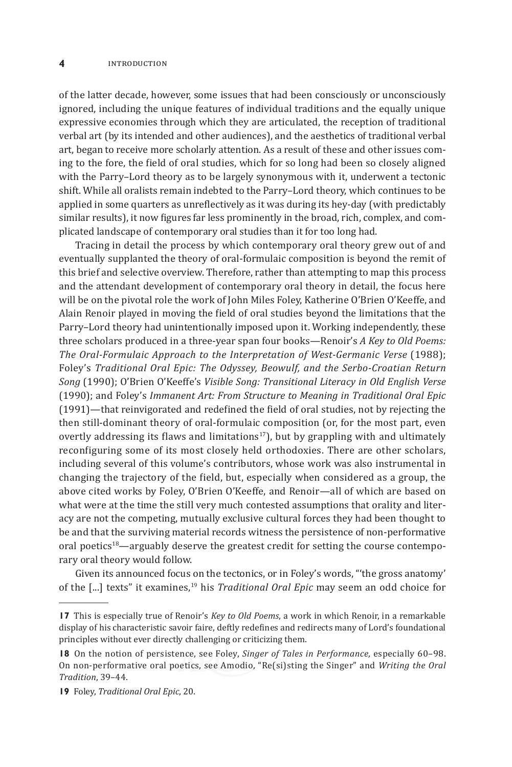of the latter decade, however, some issues that had been consciously or unconsciously ignored, including the unique features of individual traditions and the equally unique expressive economies through which they are articulated, the reception of traditional verbal art (by its intended and other audiences), and the aesthetics of traditional verbal art, began to receive more scholarly attention. As a result of these and other issues coming to the fore, the field of oral studies, which for so long had been so closely aligned with the Parry–Lord theory as to be largely synonymous with it, underwent a tectonic shift. While all oralists remain indebted to the Parry–Lord theory, which continues to be applied in some quarters as unreflectively as it was during its hey-day (with predictably similar results), it now figures far less prominently in the broad, rich, complex, and complicated landscape of contemporary oral studies than it for too long had.

Tracing in detail the process by which contemporary oral theory grew out of and eventually supplanted the theory of oral-formulaic composition is beyond the remit of this brief and selective overview. Therefore, rather than attempting to map this process and the attendant development of contemporary oral theory in detail, the focus here will be on the pivotal role the work of John Miles Foley, Katherine O'Brien O'Keeffe, and Alain Renoir played in moving the field of oral studies beyond the limitations that the Parry–Lord theory had unintentionally imposed upon it. Working independently, these three scholars produced in a three-year span four books—Renoir's *A Key to Old Poems: The Oral-Formulaic Approach to the Interpretation of West-Germanic Verse* (1988); Foley's *Traditional Oral Epic: The Odyssey, Beowulf, and the Serbo-Croatian Return Song* (1990); O'Brien O'Keeffe's *Visible Song: Transitional Literacy in Old English Verse* (1990); and Foley's *Immanent Art: From Structure to Meaning in Traditional Oral Epic* (1991)—that reinvigorated and redefined the field of oral studies, not by rejecting the then still-dominant theory of oral-formulaic composition (or, for the most part, even overtly addressing its flaws and limitations[17]), but by grappling with and ultimately reconfiguring some of its most closely held orthodoxies. There are other scholars, including several of this volume's contributors, whose work was also instrumental in changing the trajectory of the field, but, especially when considered as a group, the above cited works by Foley, O'Brien O'Keeffe, and Renoir—all of which are based on what were at the time the still very much contested assumptions that orality and literacy are not the competing, mutually exclusive cultural forces they had been thought to be and that the surviving material records witness the persistence of non-performative oral poetics[18]—arguably deserve the greatest credit for setting the course contemporary oral theory would follow.

Given its announced focus on the tectonics, or in Foley's words, "'the gross anatomy' of the [...] texts" it examines,[19] his *Traditional Oral Epic* may seem an odd choice for

---

**17** This is especially true of Renoir's *Key to Old Poems*, a work in which Renoir, in a remarkable display of his characteristic savoir faire, deftly redefines and redirects many of Lord's foundational principles without ever directly challenging or criticizing them.

**18** On the notion of persistence, see Foley, *Singer of Tales in Performance,* especially 60–98. On non-performative oral poetics, see Amodio, "Re(si)sting the Singer" and *Writing the Oral Tradition*, 39–44.

**19** Foley, *Traditional Oral Epic*, 20.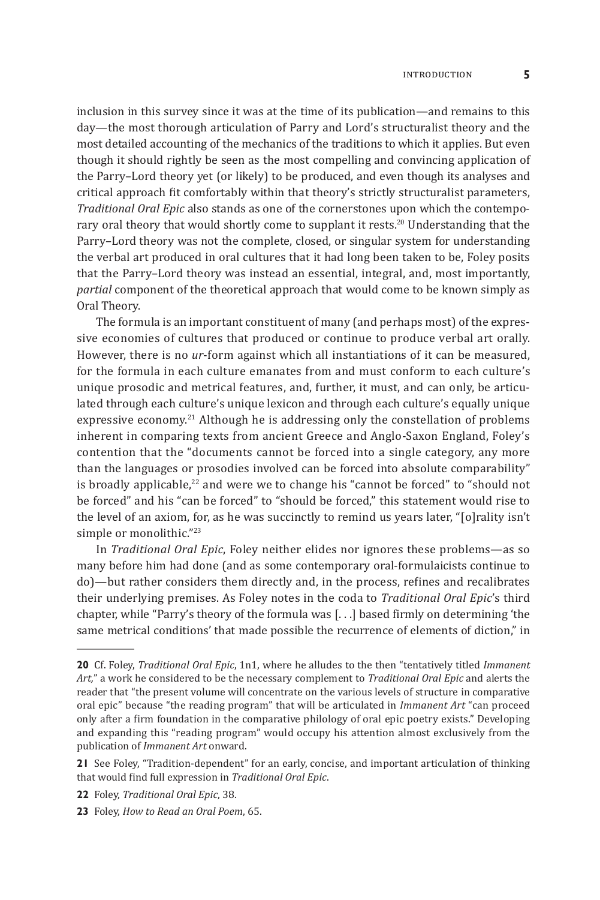inclusion in this survey since it was at the time of its publication—and remains to this day—the most thorough articulation of Parry and Lord's structuralist theory and the most detailed accounting of the mechanics of the traditions to which it applies. But even though it should rightly be seen as the most compelling and convincing application of the Parry–Lord theory yet (or likely) to be produced, and even though its analyses and critical approach fit comfortably within that theory's strictly structuralist parameters, *Traditional Oral Epic* also stands as one of the cornerstones upon which the contemporary oral theory that would shortly come to supplant it rests.[20] Understanding that the Parry–Lord theory was not the complete, closed, or singular system for understanding the verbal art produced in oral cultures that it had long been taken to be, Foley posits that the Parry–Lord theory was instead an essential, integral, and, most importantly, *partial* component of the theoretical approach that would come to be known simply as Oral Theory.

The formula is an important constituent of many (and perhaps most) of the expressive economies of cultures that produced or continue to produce verbal art orally. However, there is no *ur*-form against which all instantiations of it can be measured, for the formula in each culture emanates from and must conform to each culture's unique prosodic and metrical features, and, further, it must, and can only, be articulated through each culture's unique lexicon and through each culture's equally unique expressive economy.[21] Although he is addressing only the constellation of problems inherent in comparing texts from ancient Greece and Anglo-Saxon England, Foley's contention that the "documents cannot be forced into a single category, any more than the languages or prosodies involved can be forced into absolute comparability" is broadly applicable,[22] and were we to change his "cannot be forced" to "should not be forced" and his "can be forced" to "should be forced," this statement would rise to the level of an axiom, for, as he was succinctly to remind us years later, "[o]rality isn't simple or monolithic."[23]

In *Traditional Oral Epic*, Foley neither elides nor ignores these problems—as so many before him had done (and as some contemporary oral-formulaicists continue to do)—but rather considers them directly and, in the process, refines and recalibrates their underlying premises. As Foley notes in the coda to *Traditional Oral Epic*'s third chapter, while "Parry's theory of the formula was [. . .] based firmly on determining 'the same metrical conditions' that made possible the recurrence of elements of diction," in

---

**20** Cf. Foley, *Traditional Oral Epic*, 1n1, where he alludes to the then "tentatively titled *Immanent Art*," a work he considered to be the necessary complement to *Traditional Oral Epic* and alerts the reader that "the present volume will concentrate on the various levels of structure in comparative oral epic" because "the reading program" that will be articulated in *Immanent Art* "can proceed only after a firm foundation in the comparative philology of oral epic poetry exists." Developing and expanding this "reading program" would occupy his attention almost exclusively from the publication of *Immanent Art* onward.

**21** See Foley, "Tradition-dependent" for an early, concise, and important articulation of thinking that would find full expression in *Traditional Oral Epic*.

**22** Foley, *Traditional Oral Epic*, 38.

**23** Foley, *How to Read an Oral Poem*, 65.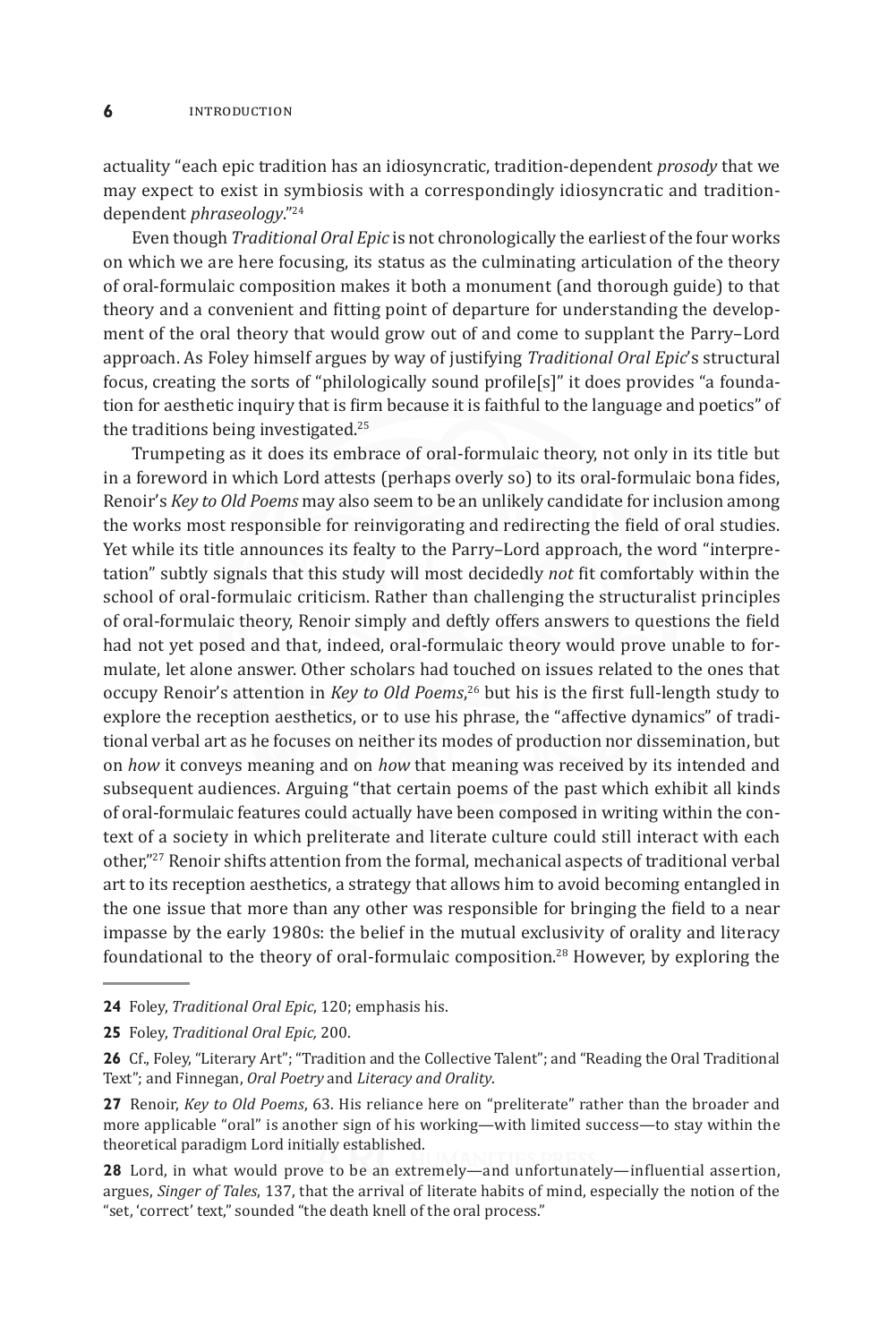actuality "each epic tradition has an idiosyncratic, tradition-dependent *prosody* that we may expect to exist in symbiosis with a correspondingly idiosyncratic and tradition-dependent *phraseology*."[24]

Even though *Traditional Oral Epic* is not chronologically the earliest of the four works on which we are here focusing, its status as the culminating articulation of the theory of oral-formulaic composition makes it both a monument (and thorough guide) to that theory and a convenient and fitting point of departure for understanding the development of the oral theory that would grow out of and come to supplant the Parry–Lord approach. As Foley himself argues by way of justifying *Traditional Oral Epic*'s structural focus, creating the sorts of "philologically sound profile[s]" it does provides "a foundation for aesthetic inquiry that is firm because it is faithful to the language and poetics" of the traditions being investigated.[25]

Trumpeting as it does its embrace of oral-formulaic theory, not only in its title but in a foreword in which Lord attests (perhaps overly so) to its oral-formulaic bona fides, Renoir's *Key to Old Poems* may also seem to be an unlikely candidate for inclusion among the works most responsible for reinvigorating and redirecting the field of oral studies. Yet while its title announces its fealty to the Parry–Lord approach, the word "interpretation" subtly signals that this study will most decidedly *not* fit comfortably within the school of oral-formulaic criticism. Rather than challenging the structuralist principles of oral-formulaic theory, Renoir simply and deftly offers answers to questions the field had not yet posed and that, indeed, oral-formulaic theory would prove unable to formulate, let alone answer. Other scholars had touched on issues related to the ones that occupy Renoir's attention in *Key to Old Poems*,[26] but his is the first full-length study to explore the reception aesthetics, or to use his phrase, the "affective dynamics" of traditional verbal art as he focuses on neither its modes of production nor dissemination, but on *how* it conveys meaning and on *how* that meaning was received by its intended and subsequent audiences. Arguing "that certain poems of the past which exhibit all kinds of oral-formulaic features could actually have been composed in writing within the context of a society in which preliterate and literate culture could still interact with each other,"[27] Renoir shifts attention from the formal, mechanical aspects of traditional verbal art to its reception aesthetics, a strategy that allows him to avoid becoming entangled in the one issue that more than any other was responsible for bringing the field to a near impasse by the early 1980s: the belief in the mutual exclusivity of orality and literacy foundational to the theory of oral-formulaic composition.[28] However, by exploring the

---

**24** Foley, *Traditional Oral Epic*, 120; emphasis his.

**25** Foley, *Traditional Oral Epic,* 200.

**26** Cf., Foley, "Literary Art"; "Tradition and the Collective Talent"; and "Reading the Oral Traditional Text"; and Finnegan, *Oral Poetry* and *Literacy and Orality*.

**27** Renoir, *Key to Old Poems*, 63. His reliance here on "preliterate" rather than the broader and more applicable "oral" is another sign of his working—with limited success—to stay within the theoretical paradigm Lord initially established.

**28** Lord, in what would prove to be an extremely—and unfortunately—influential assertion, argues, *Singer of Tales*, 137, that the arrival of literate habits of mind, especially the notion of the "set, 'correct' text," sounded "the death knell of the oral process."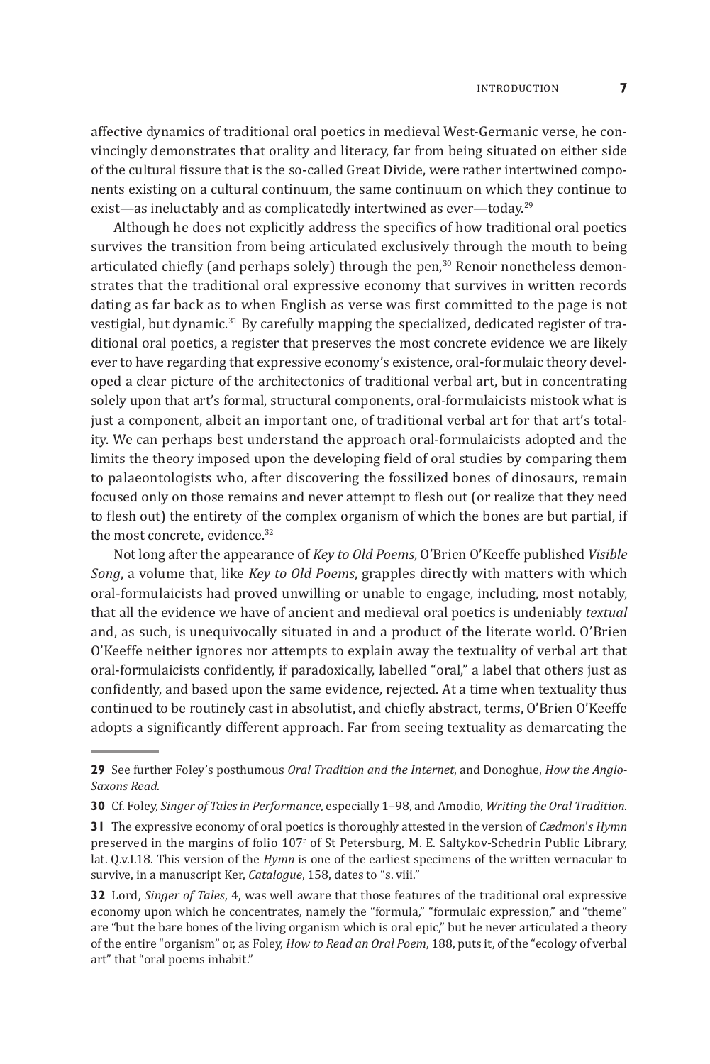affective dynamics of traditional oral poetics in medieval West-Germanic verse, he convincingly demonstrates that orality and literacy, far from being situated on either side of the cultural fissure that is the so-called Great Divide, were rather intertwined components existing on a cultural continuum, the same continuum on which they continue to exist—as ineluctably and as complicatedly intertwined as ever—today.[29]

Although he does not explicitly address the specifics of how traditional oral poetics survives the transition from being articulated exclusively through the mouth to being articulated chiefly (and perhaps solely) through the pen,[30] Renoir nonetheless demonstrates that the traditional oral expressive economy that survives in written records dating as far back as to when English as verse was first committed to the page is not vestigial, but dynamic.[31] By carefully mapping the specialized, dedicated register of traditional oral poetics, a register that preserves the most concrete evidence we are likely ever to have regarding that expressive economy's existence, oral-formulaic theory developed a clear picture of the architectonics of traditional verbal art, but in concentrating solely upon that art's formal, structural components, oral-formulaicists mistook what is just a component, albeit an important one, of traditional verbal art for that art's totality. We can perhaps best understand the approach oral-formulaicists adopted and the limits the theory imposed upon the developing field of oral studies by comparing them to palaeontologists who, after discovering the fossilized bones of dinosaurs, remain focused only on those remains and never attempt to flesh out (or realize that they need to flesh out) the entirety of the complex organism of which the bones are but partial, if the most concrete, evidence.[32]

Not long after the appearance of *Key to Old Poems*, O'Brien O'Keeffe published *Visible Song*, a volume that, like *Key to Old Poems*, grapples directly with matters with which oral-formulaicists had proved unwilling or unable to engage, including, most notably, that all the evidence we have of ancient and medieval oral poetics is undeniably *textual* and, as such, is unequivocally situated in and a product of the literate world. O'Brien O'Keeffe neither ignores nor attempts to explain away the textuality of verbal art that oral-formulaicists confidently, if paradoxically, labelled "oral," a label that others just as confidently, and based upon the same evidence, rejected. At a time when textuality thus continued to be routinely cast in absolutist, and chiefly abstract, terms, O'Brien O'Keeffe adopts a significantly different approach. Far from seeing textuality as demarcating the

---

**29** See further Foley's posthumous *Oral Tradition and the Internet*, and Donoghue, *How the Anglo-Saxons Read*.

**30** Cf. Foley, *Singer of Tales in Performance*, especially 1–98, and Amodio, *Writing the Oral Tradition*.

**31** The expressive economy of oral poetics is thoroughly attested in the version of *Cædmon's Hymn* preserved in the margins of folio 107$^{r}$ of St Petersburg, M. E. Saltykov-Schedrin Public Library, lat. Q.v.I.18. This version of the *Hymn* is one of the earliest specimens of the written vernacular to survive, in a manuscript Ker, *Catalogue*, 158, dates to "s. viii."

**32** Lord, *Singer of Tales*, 4, was well aware that those features of the traditional oral expressive economy upon which he concentrates, namely the "formula," "formulaic expression," and "theme" are "but the bare bones of the living organism which is oral epic," but he never articulated a theory of the entire "organism" or, as Foley, *How to Read an Oral Poem*, 188, puts it, of the "ecology of verbal art" that "oral poems inhabit."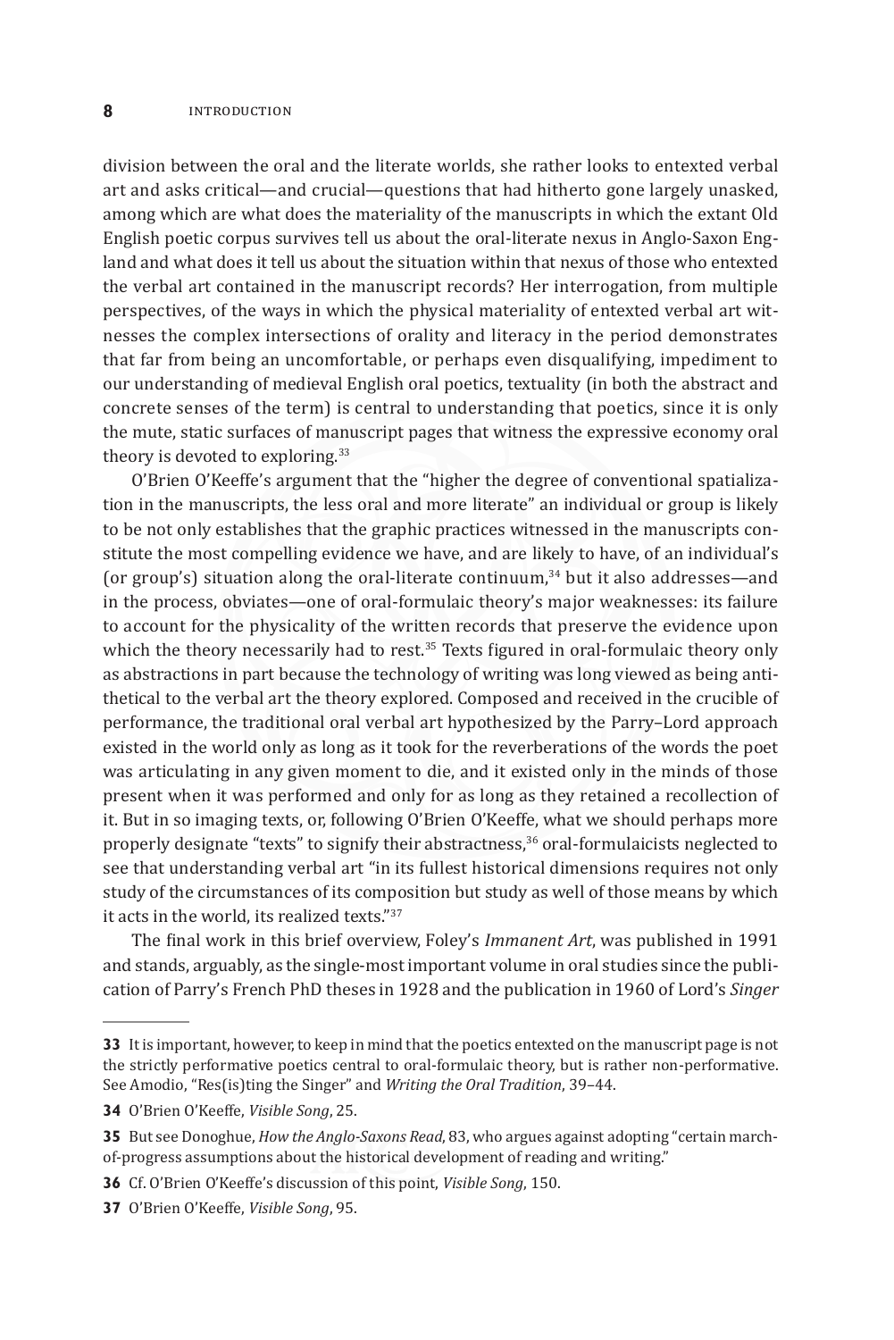division between the oral and the literate worlds, she rather looks to entexted verbal art and asks critical—and crucial—questions that had hitherto gone largely unasked, among which are what does the materiality of the manuscripts in which the extant Old English poetic corpus survives tell us about the oral-literate nexus in Anglo-Saxon England and what does it tell us about the situation within that nexus of those who entexted the verbal art contained in the manuscript records? Her interrogation, from multiple perspectives, of the ways in which the physical materiality of entexted verbal art witnesses the complex intersections of orality and literacy in the period demonstrates that far from being an uncomfortable, or perhaps even disqualifying, impediment to our understanding of medieval English oral poetics, textuality (in both the abstract and concrete senses of the term) is central to understanding that poetics, since it is only the mute, static surfaces of manuscript pages that witness the expressive economy oral theory is devoted to exploring.[33]

O'Brien O'Keeffe's argument that the "higher the degree of conventional spatialization in the manuscripts, the less oral and more literate" an individual or group is likely to be not only establishes that the graphic practices witnessed in the manuscripts constitute the most compelling evidence we have, and are likely to have, of an individual's (or group's) situation along the oral-literate continuum,[34] but it also addresses—and in the process, obviates—one of oral-formulaic theory's major weaknesses: its failure to account for the physicality of the written records that preserve the evidence upon which the theory necessarily had to rest.[35] Texts figured in oral-formulaic theory only as abstractions in part because the technology of writing was long viewed as being antithetical to the verbal art the theory explored. Composed and received in the crucible of performance, the traditional oral verbal art hypothesized by the Parry–Lord approach existed in the world only as long as it took for the reverberations of the words the poet was articulating in any given moment to die, and it existed only in the minds of those present when it was performed and only for as long as they retained a recollection of it. But in so imaging texts, or, following O'Brien O'Keeffe, what we should perhaps more properly designate "texts" to signify their abstractness,[36] oral-formulaicists neglected to see that understanding verbal art "in its fullest historical dimensions requires not only study of the circumstances of its composition but study as well of those means by which it acts in the world, its realized texts."[37]

The final work in this brief overview, Foley's *Immanent Art*, was published in 1991 and stands, arguably, as the single-most important volume in oral studies since the publication of Parry's French PhD theses in 1928 and the publication in 1960 of Lord's *Singer*

---

**33** It is important, however, to keep in mind that the poetics entexted on the manuscript page is not the strictly performative poetics central to oral-formulaic theory, but is rather non-performative. See Amodio, "Res(is)ting the Singer" and *Writing the Oral Tradition*, 39–44.

**34** O'Brien O'Keeffe, *Visible Song*, 25.

**35** But see Donoghue, *How the Anglo-Saxons Read*, 83, who argues against adopting "certain march-of-progress assumptions about the historical development of reading and writing."

**36** Cf. O'Brien O'Keeffe's discussion of this point, *Visible Song*, 150.

**37** O'Brien O'Keeffe, *Visible Song*, 95.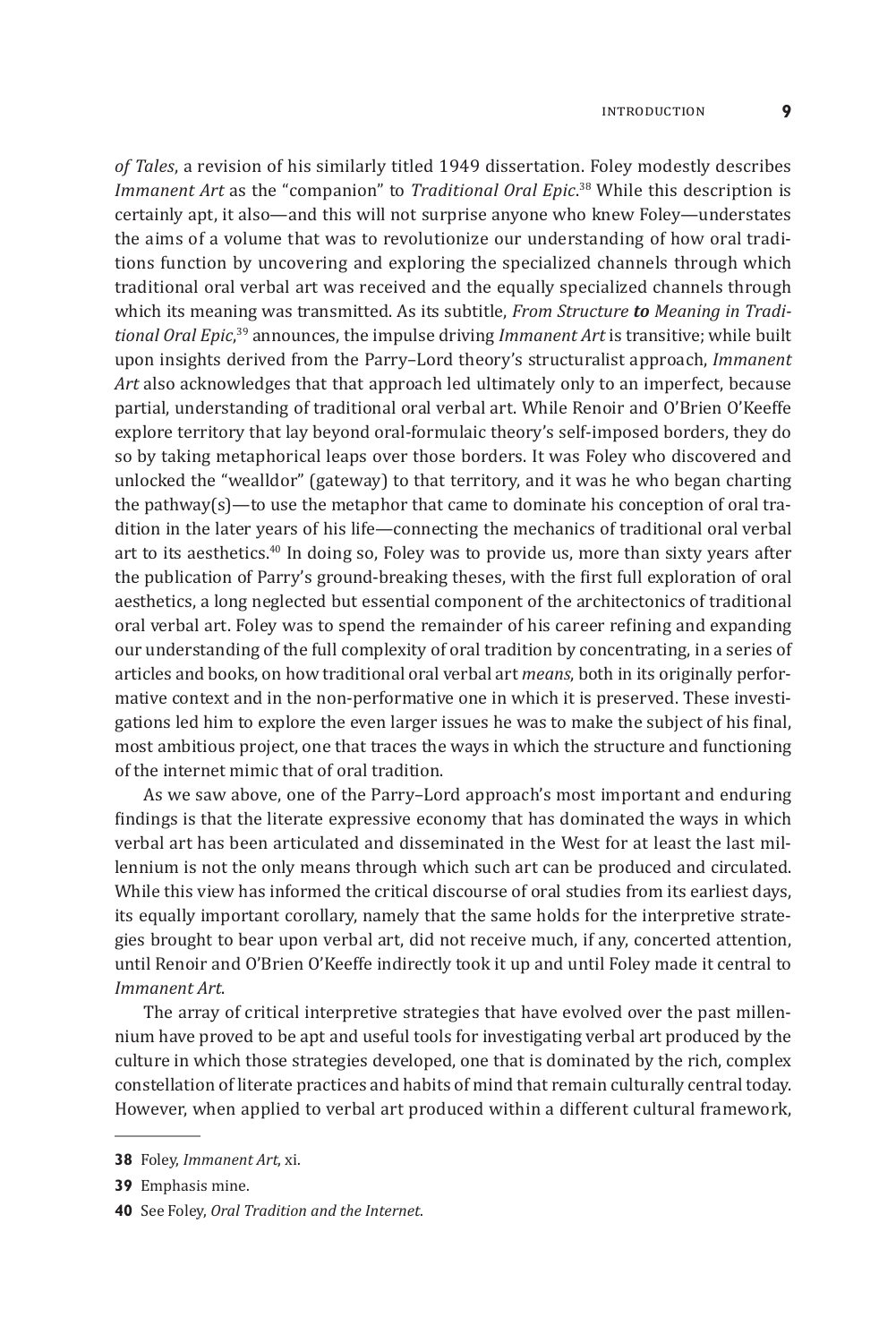*of Tales*, a revision of his similarly titled 1949 dissertation. Foley modestly describes *Immanent Art* as the "companion" to *Traditional Oral Epic*.[38] While this description is certainly apt, it also—and this will not surprise anyone who knew Foley—understates the aims of a volume that was to revolutionize our understanding of how oral traditions function by uncovering and exploring the specialized channels through which traditional oral verbal art was received and the equally specialized channels through which its meaning was transmitted. As its subtitle, *From Structure* ***to*** *Meaning in Traditional Oral Epic*,[39] announces, the impulse driving *Immanent Art* is transitive; while built upon insights derived from the Parry–Lord theory's structuralist approach, *Immanent Art* also acknowledges that that approach led ultimately only to an imperfect, because partial, understanding of traditional oral verbal art. While Renoir and O'Brien O'Keeffe explore territory that lay beyond oral-formulaic theory's self-imposed borders, they do so by taking metaphorical leaps over those borders. It was Foley who discovered and unlocked the "wealldor" (gateway) to that territory, and it was he who began charting the pathway(s)—to use the metaphor that came to dominate his conception of oral tradition in the later years of his life—connecting the mechanics of traditional oral verbal art to its aesthetics.[40] In doing so, Foley was to provide us, more than sixty years after the publication of Parry's ground-breaking theses, with the first full exploration of oral aesthetics, a long neglected but essential component of the architectonics of traditional oral verbal art. Foley was to spend the remainder of his career refining and expanding our understanding of the full complexity of oral tradition by concentrating, in a series of articles and books, on how traditional oral verbal art *means*, both in its originally performative context and in the non-performative one in which it is preserved. These investigations led him to explore the even larger issues he was to make the subject of his final, most ambitious project, one that traces the ways in which the structure and functioning of the internet mimic that of oral tradition.

As we saw above, one of the Parry–Lord approach's most important and enduring findings is that the literate expressive economy that has dominated the ways in which verbal art has been articulated and disseminated in the West for at least the last millennium is not the only means through which such art can be produced and circulated. While this view has informed the critical discourse of oral studies from its earliest days, its equally important corollary, namely that the same holds for the interpretive strategies brought to bear upon verbal art, did not receive much, if any, concerted attention, until Renoir and O'Brien O'Keeffe indirectly took it up and until Foley made it central to *Immanent Art*.

The array of critical interpretive strategies that have evolved over the past millennium have proved to be apt and useful tools for investigating verbal art produced by the culture in which those strategies developed, one that is dominated by the rich, complex constellation of literate practices and habits of mind that remain culturally central today. However, when applied to verbal art produced within a different cultural framework,

---

**38** Foley, *Immanent Art*, xi.

**39** Emphasis mine.

**40** See Foley, *Oral Tradition and the Internet*.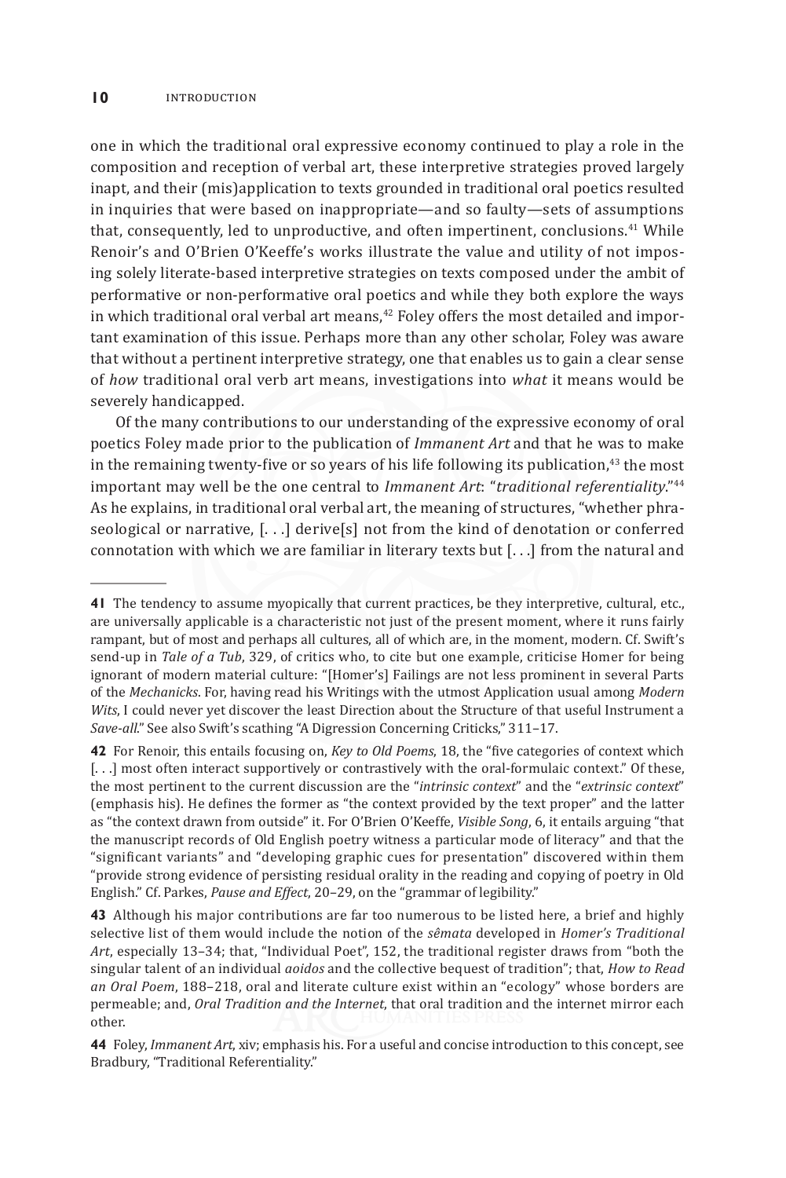one in which the traditional oral expressive economy continued to play a role in the composition and reception of verbal art, these interpretive strategies proved largely inapt, and their (mis)application to texts grounded in traditional oral poetics resulted in inquiries that were based on inappropriate—and so faulty—sets of assumptions that, consequently, led to unproductive, and often impertinent, conclusions.[41] While Renoir's and O'Brien O'Keeffe's works illustrate the value and utility of not imposing solely literate-based interpretive strategies on texts composed under the ambit of performative or non-performative oral poetics and while they both explore the ways in which traditional oral verbal art means,[42] Foley offers the most detailed and important examination of this issue. Perhaps more than any other scholar, Foley was aware that without a pertinent interpretive strategy, one that enables us to gain a clear sense of *how* traditional oral verb art means, investigations into *what* it means would be severely handicapped.

Of the many contributions to our understanding of the expressive economy of oral poetics Foley made prior to the publication of *Immanent Art* and that he was to make in the remaining twenty-five or so years of his life following its publication,[43] the most important may well be the one central to *Immanent Art*: "*traditional referentiality*."[44] As he explains, in traditional oral verbal art, the meaning of structures, "whether phraseological or narrative, [. . .] derive[s] not from the kind of denotation or conferred connotation with which we are familiar in literary texts but [. . .] from the natural and

---

**41** The tendency to assume myopically that current practices, be they interpretive, cultural, etc., are universally applicable is a characteristic not just of the present moment, where it runs fairly rampant, but of most and perhaps all cultures, all of which are, in the moment, modern. Cf. Swift's send-up in *Tale of a Tub*, 329, of critics who, to cite but one example, criticise Homer for being ignorant of modern material culture: "[Homer's] Failings are not less prominent in several Parts of the *Mechanicks*. For, having read his Writings with the utmost Application usual among *Modern Wits*, I could never yet discover the least Direction about the Structure of that useful Instrument a *Save-all*." See also Swift's scathing "A Digression Concerning Criticks," 311–17.

**42** For Renoir, this entails focusing on, *Key to Old Poems*, 18, the "five categories of context which [. . .] most often interact supportively or contrastively with the oral-formulaic context." Of these, the most pertinent to the current discussion are the "*intrinsic context*" and the "*extrinsic context*" (emphasis his). He defines the former as "the context provided by the text proper" and the latter as "the context drawn from outside" it. For O'Brien O'Keeffe, *Visible Song*, 6, it entails arguing "that the manuscript records of Old English poetry witness a particular mode of literacy" and that the "significant variants" and "developing graphic cues for presentation" discovered within them "provide strong evidence of persisting residual orality in the reading and copying of poetry in Old English." Cf. Parkes, *Pause and Effect*, 20–29, on the "grammar of legibility."

**43** Although his major contributions are far too numerous to be listed here, a brief and highly selective list of them would include the notion of the *sêmata* developed in *Homer's Traditional Art*, especially 13–34; that, "Individual Poet", 152, the traditional register draws from "both the singular talent of an individual *aoidos* and the collective bequest of tradition"; that, *How to Read an Oral Poem*, 188–218, oral and literate culture exist within an "ecology" whose borders are permeable; and, *Oral Tradition and the Internet*, that oral tradition and the internet mirror each other.

**44** Foley, *Immanent Art*, xiv; emphasis his. For a useful and concise introduction to this concept, see Bradbury, "Traditional Referentiality."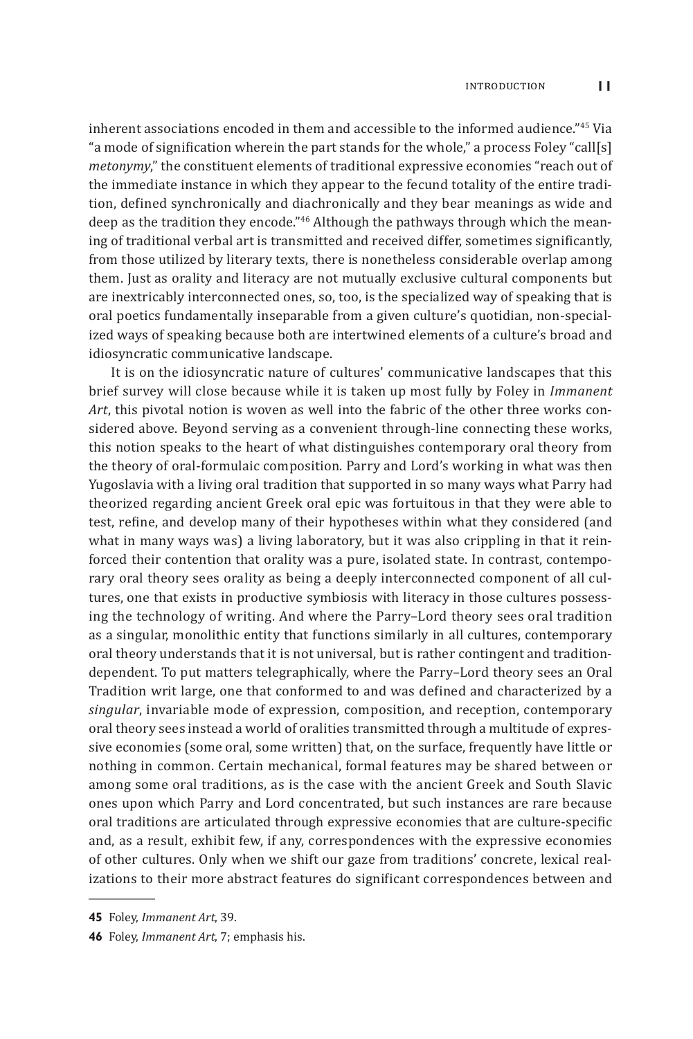inherent associations encoded in them and accessible to the informed audience."[45] Via "a mode of signification wherein the part stands for the whole," a process Foley "call[s] *metonymy*," the constituent elements of traditional expressive economies "reach out of the immediate instance in which they appear to the fecund totality of the entire tradition, defined synchronically and diachronically and they bear meanings as wide and deep as the tradition they encode."[46] Although the pathways through which the meaning of traditional verbal art is transmitted and received differ, sometimes significantly, from those utilized by literary texts, there is nonetheless considerable overlap among them. Just as orality and literacy are not mutually exclusive cultural components but are inextricably interconnected ones, so, too, is the specialized way of speaking that is oral poetics fundamentally inseparable from a given culture's quotidian, non-specialized ways of speaking because both are intertwined elements of a culture's broad and idiosyncratic communicative landscape.

It is on the idiosyncratic nature of cultures' communicative landscapes that this brief survey will close because while it is taken up most fully by Foley in *Immanent Art*, this pivotal notion is woven as well into the fabric of the other three works considered above. Beyond serving as a convenient through-line connecting these works, this notion speaks to the heart of what distinguishes contemporary oral theory from the theory of oral-formulaic composition. Parry and Lord's working in what was then Yugoslavia with a living oral tradition that supported in so many ways what Parry had theorized regarding ancient Greek oral epic was fortuitous in that they were able to test, refine, and develop many of their hypotheses within what they considered (and what in many ways was) a living laboratory, but it was also crippling in that it reinforced their contention that orality was a pure, isolated state. In contrast, contemporary oral theory sees orality as being a deeply interconnected component of all cultures, one that exists in productive symbiosis with literacy in those cultures possessing the technology of writing. And where the Parry–Lord theory sees oral tradition as a singular, monolithic entity that functions similarly in all cultures, contemporary oral theory understands that it is not universal, but is rather contingent and tradition-dependent. To put matters telegraphically, where the Parry–Lord theory sees an Oral Tradition writ large, one that conformed to and was defined and characterized by a *singular*, invariable mode of expression, composition, and reception, contemporary oral theory sees instead a world of oralities transmitted through a multitude of expressive economies (some oral, some written) that, on the surface, frequently have little or nothing in common. Certain mechanical, formal features may be shared between or among some oral traditions, as is the case with the ancient Greek and South Slavic ones upon which Parry and Lord concentrated, but such instances are rare because oral traditions are articulated through expressive economies that are culture-specific and, as a result, exhibit few, if any, correspondences with the expressive economies of other cultures. Only when we shift our gaze from traditions' concrete, lexical realizations to their more abstract features do significant correspondences between and

---

**45** Foley, *Immanent Art*, 39.

**46** Foley, *Immanent Art*, 7; emphasis his.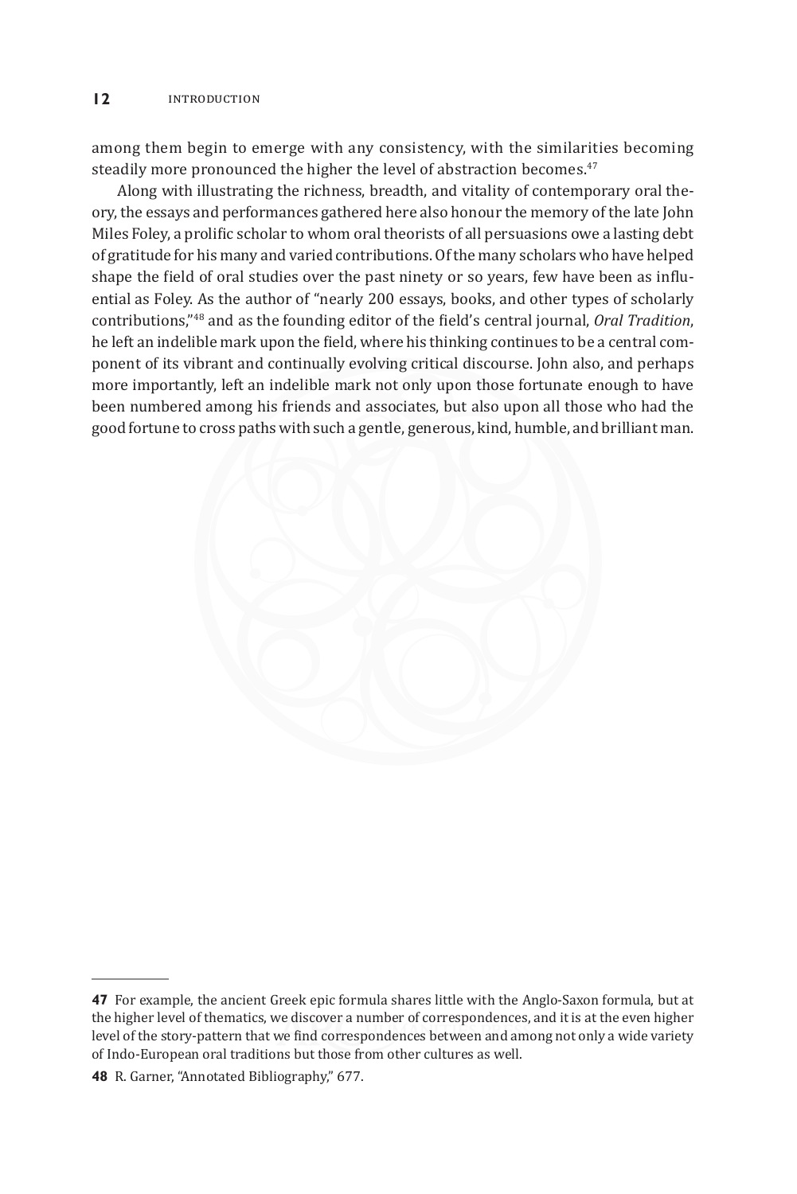among them begin to emerge with any consistency, with the similarities becoming steadily more pronounced the higher the level of abstraction becomes.[47]

Along with illustrating the richness, breadth, and vitality of contemporary oral theory, the essays and performances gathered here also honour the memory of the late John Miles Foley, a prolific scholar to whom oral theorists of all persuasions owe a lasting debt of gratitude for his many and varied contributions. Of the many scholars who have helped shape the field of oral studies over the past ninety or so years, few have been as influential as Foley. As the author of "nearly 200 essays, books, and other types of scholarly contributions,"[48] and as the founding editor of the field's central journal, *Oral Tradition*, he left an indelible mark upon the field, where his thinking continues to be a central component of its vibrant and continually evolving critical discourse. John also, and perhaps more importantly, left an indelible mark not only upon those fortunate enough to have been numbered among his friends and associates, but also upon all those who had the good fortune to cross paths with such a gentle, generous, kind, humble, and brilliant man.

---

**47** For example, the ancient Greek epic formula shares little with the Anglo-Saxon formula, but at the higher level of thematics, we discover a number of correspondences, and it is at the even higher level of the story-pattern that we find correspondences between and among not only a wide variety of Indo-European oral traditions but those from other cultures as well.

**48** R. Garner, "Annotated Bibliography," 677.